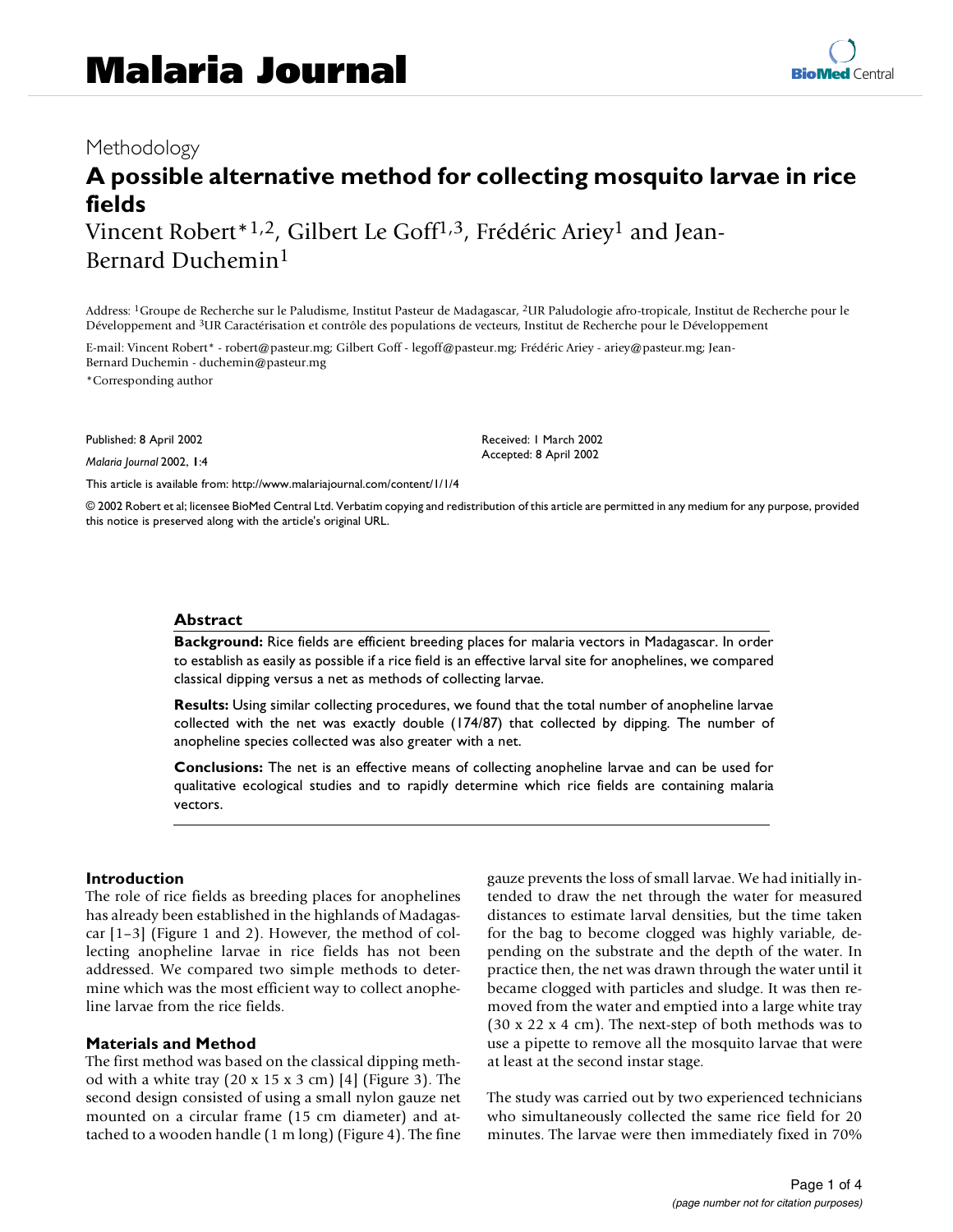Methodology

# A possible alternative method for collecting mosquito larvae in rice fields

Vincent Robert*[1,2], Gilbert Le Goff[1,3], Frédéric Ariey[1] and Jean-Bernard Duchemin[1]

Address: [1]Groupe de Recherche sur le Paludisme, Institut Pasteur de Madagascar, [2]UR Paludologie afro-tropicale, Institut de Recherche pour le Développement and [3]UR Caractérisation et contrôle des populations de vecteurs, Institut de Recherche pour le Développement

E-mail: Vincent Robert* - robert@pasteur.mg; Gilbert Goff - legoff@pasteur.mg; Frédéric Ariey - ariey@pasteur.mg; Jean-Bernard Duchemin - duchemin@pasteur.mg

*Corresponding author

Published: 8 April 2002

*Malaria Journal* 2002, **1**:4

Received: 1 March 2002
Accepted: 8 April 2002

This article is available from: http://www.malariajournal.com/content/1/1/4

© 2002 Robert et al; licensee BioMed Central Ltd. Verbatim copying and redistribution of this article are permitted in any medium for any purpose, provided this notice is preserved along with the article's original URL.

## Abstract

**Background:** Rice fields are efficient breeding places for malaria vectors in Madagascar. In order to establish as easily as possible if a rice field is an effective larval site for anophelines, we compared classical dipping versus a net as methods of collecting larvae.

**Results:** Using similar collecting procedures, we found that the total number of anopheline larvae collected with the net was exactly double (174/87) that collected by dipping. The number of anopheline species collected was also greater with a net.

**Conclusions:** The net is an effective means of collecting anopheline larvae and can be used for qualitative ecological studies and to rapidly determine which rice fields are containing malaria vectors.

## Introduction

The role of rice fields as breeding places for anophelines has already been established in the highlands of Madagascar [1–3] (Figure 1 and 2). However, the method of collecting anopheline larvae in rice fields has not been addressed. We compared two simple methods to determine which was the most efficient way to collect anopheline larvae from the rice fields.

## Materials and Method

The first method was based on the classical dipping method with a white tray (20 x 15 x 3 cm) [4] (Figure 3). The second design consisted of using a small nylon gauze net mounted on a circular frame (15 cm diameter) and attached to a wooden handle (1 m long) (Figure 4). The fine gauze prevents the loss of small larvae. We had initially intended to draw the net through the water for measured distances to estimate larval densities, but the time taken for the bag to become clogged was highly variable, depending on the substrate and the depth of the water. In practice then, the net was drawn through the water until it became clogged with particles and sludge. It was then removed from the water and emptied into a large white tray (30 x 22 x 4 cm). The next-step of both methods was to use a pipette to remove all the mosquito larvae that were at least at the second instar stage.

The study was carried out by two experienced technicians who simultaneously collected the same rice field for 20 minutes. The larvae were then immediately fixed in 70%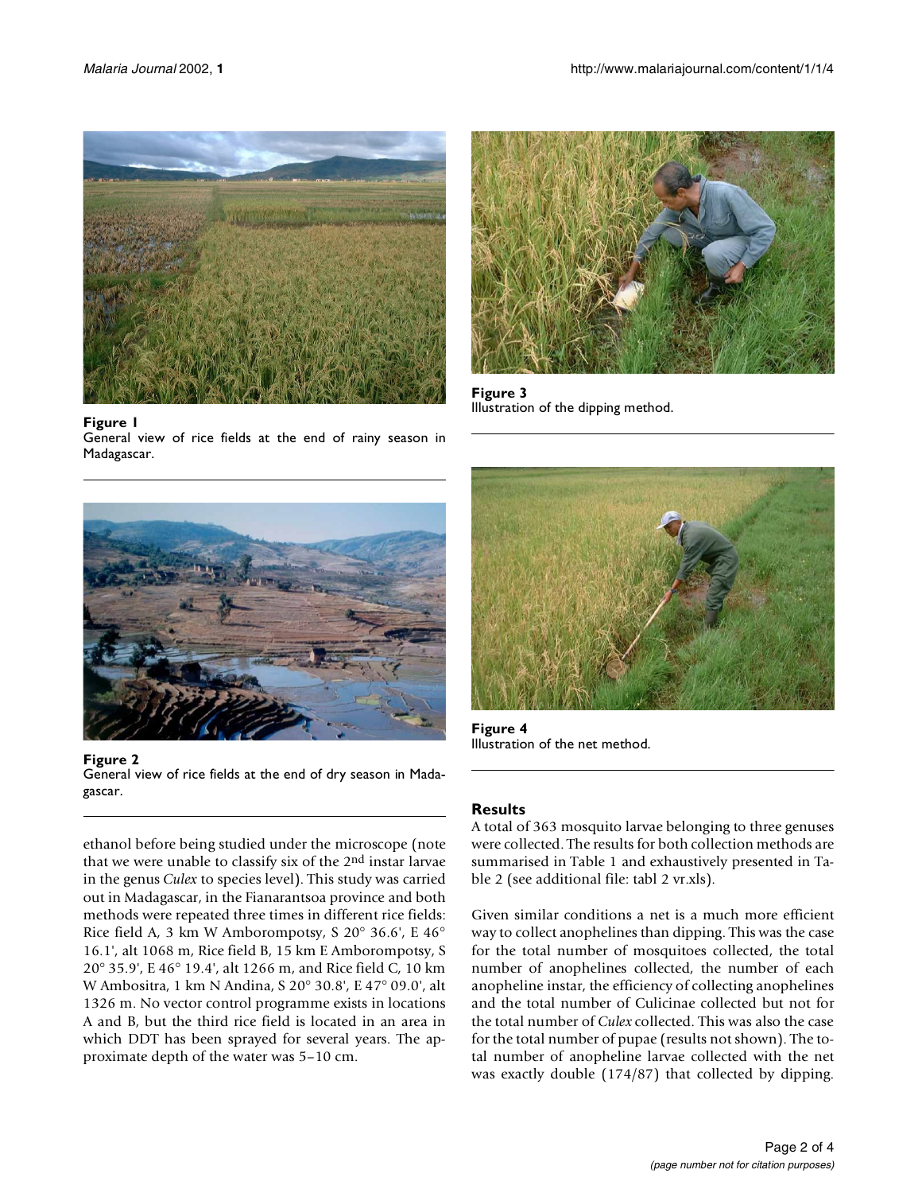**Figure 1**
General view of rice fields at the end of rainy season in Madagascar.

**Figure 2**
General view of rice fields at the end of dry season in Madagascar.

**Figure 3**
Illustration of the dipping method.

**Figure 4**
Illustration of the net method.

ethanol before being studied under the microscope (note that we were unable to classify six of the 2nd instar larvae in the genus *Culex* to species level). This study was carried out in Madagascar, in the Fianarantsoa province and both methods were repeated three times in different rice fields: Rice field A, 3 km W Amborompotsy, S 20° 36.6', E 46° 16.1', alt 1068 m, Rice field B, 15 km E Amborompotsy, S 20° 35.9', E 46° 19.4', alt 1266 m, and Rice field C, 10 km W Ambositra, 1 km N Andina, S 20° 30.8', E 47° 09.0', alt 1326 m. No vector control programme exists in locations A and B, but the third rice field is located in an area in which DDT has been sprayed for several years. The approximate depth of the water was 5–10 cm.

## Results

A total of 363 mosquito larvae belonging to three genuses were collected. The results for both collection methods are summarised in Table 1 and exhaustively presented in Table 2 (see additional file: tabl 2 vr.xls).

Given similar conditions a net is a much more efficient way to collect anophelines than dipping. This was the case for the total number of mosquitoes collected, the total number of anophelines collected, the number of each anopheline instar, the efficiency of collecting anophelines and the total number of Culicinae collected but not for the total number of *Culex* collected. This was also the case for the total number of pupae (results not shown). The total number of anopheline larvae collected with the net was exactly double (174/87) that collected by dipping.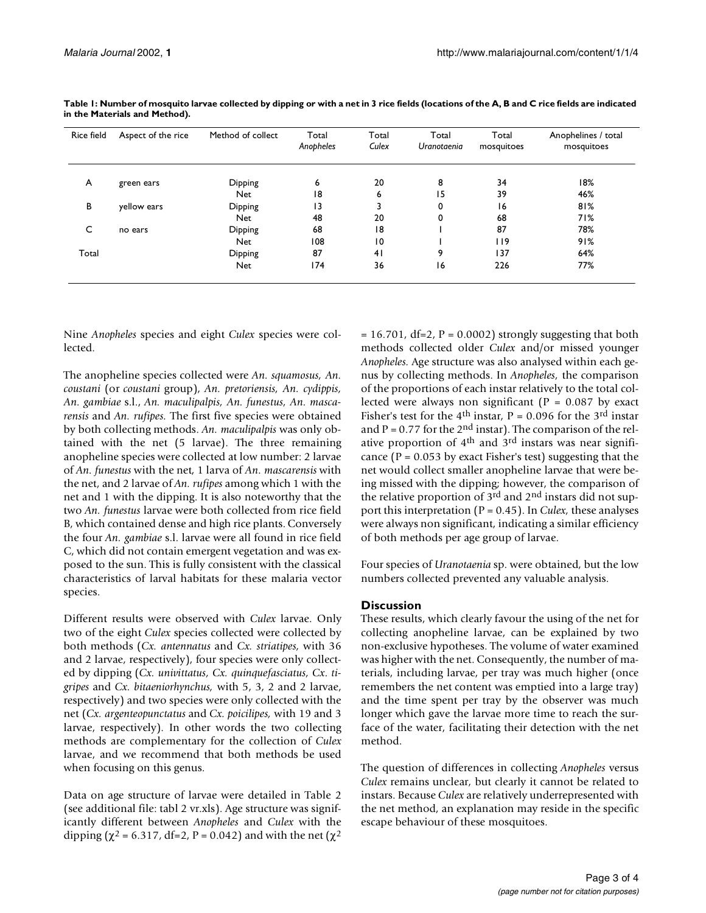**Table 1: Number of mosquito larvae collected by dipping or with a net in 3 rice fields (locations of the A, B and C rice fields are indicated in the Materials and Method).**

| Rice field | Aspect of the rice | Method of collect | Total *Anopheles* | Total *Culex* | Total *Uranotaenia* | Total mosquitoes | Anophelines / total mosquitoes |
|---|---|---|---|---|---|---|---|
| A | green ears | Dipping | 6 | 20 | 8 | 34 | 18% |
| | | Net | 18 | 6 | 15 | 39 | 46% |
| B | yellow ears | Dipping | 13 | 3 | 0 | 16 | 81% |
| | | Net | 48 | 20 | 0 | 68 | 71% |
| C | no ears | Dipping | 68 | 18 | 1 | 87 | 78% |
| | | Net | 108 | 10 | 1 | 119 | 91% |
| Total | | Dipping | 87 | 41 | 9 | 137 | 64% |
| | | Net | 174 | 36 | 16 | 226 | 77% |

Nine *Anopheles* species and eight *Culex* species were collected.

The anopheline species collected were *An. squamosus*, *An. coustani* (or *coustani* group), *An. pretoriensis*, *An. cydippis*, *An. gambiae* s.l., *An. maculipalpis*, *An. funestus*, *An. mascarensis* and *An. rufipes*. The first five species were obtained by both collecting methods. *An. maculipalpis* was only obtained with the net (5 larvae). The three remaining anopheline species were collected at low number: 2 larvae of *An. funestus* with the net, 1 larva of *An. mascarensis* with the net, and 2 larvae of *An. rufipes* among which 1 with the net and 1 with the dipping. It is also noteworthy that the two *An. funestus* larvae were both collected from rice field B, which contained dense and high rice plants. Conversely the four *An. gambiae* s.l. larvae were all found in rice field C, which did not contain emergent vegetation and was exposed to the sun. This is fully consistent with the classical characteristics of larval habitats for these malaria vector species.

Different results were observed with *Culex* larvae. Only two of the eight *Culex* species collected were collected by both methods (*Cx. antennatus* and *Cx. striatipes*, with 36 and 2 larvae, respectively), four species were only collected by dipping (*Cx. univittatus*, *Cx. quinquefasciatus*, *Cx. tigripes* and *Cx. bitaeniorhynchus*, with 5, 3, 2 and 2 larvae, respectively) and two species were only collected with the net (*Cx. argenteopunctatus* and *Cx. poicilipes*, with 19 and 3 larvae, respectively). In other words the two collecting methods are complementary for the collection of *Culex* larvae, and we recommend that both methods be used when focusing on this genus.

Data on age structure of larvae were detailed in Table 2 (see additional file: tabl 2 vr.xls). Age structure was significantly different between *Anopheles* and *Culex* with the dipping ($\chi^2$ = 6.317, df=2, P = 0.042) and with the net ($\chi^2$ = 16.701, df=2, P = 0.0002) strongly suggesting that both methods collected older *Culex* and/or missed younger *Anopheles*. Age structure was also analysed within each genus by collecting methods. In *Anopheles*, the comparison of the proportions of each instar relatively to the total collected were always non significant (P = 0.087 by exact Fisher's test for the 4[th] instar, P = 0.096 for the 3[rd] instar and P = 0.77 for the 2[nd] instar). The comparison of the relative proportion of 4[th] and 3[rd] instars was near significance (P = 0.053 by exact Fisher's test) suggesting that the net would collect smaller anopheline larvae that were being missed with the dipping; however, the comparison of the relative proportion of 3[rd] and 2[nd] instars did not support this interpretation (P = 0.45). In *Culex*, these analyses were always non significant, indicating a similar efficiency of both methods per age group of larvae.

Four species of *Uranotaenia* sp. were obtained, but the low numbers collected prevented any valuable analysis.

## Discussion

These results, which clearly favour the using of the net for collecting anopheline larvae, can be explained by two non-exclusive hypotheses. The volume of water examined was higher with the net. Consequently, the number of materials, including larvae, per tray was much higher (once remembers the net content was emptied into a large tray) and the time spent per tray by the observer was much longer which gave the larvae more time to reach the surface of the water, facilitating their detection with the net method.

The question of differences in collecting *Anopheles* versus *Culex* remains unclear, but clearly it cannot be related to instars. Because *Culex* are relatively underrepresented with the net method, an explanation may reside in the specific escape behaviour of these mosquitoes.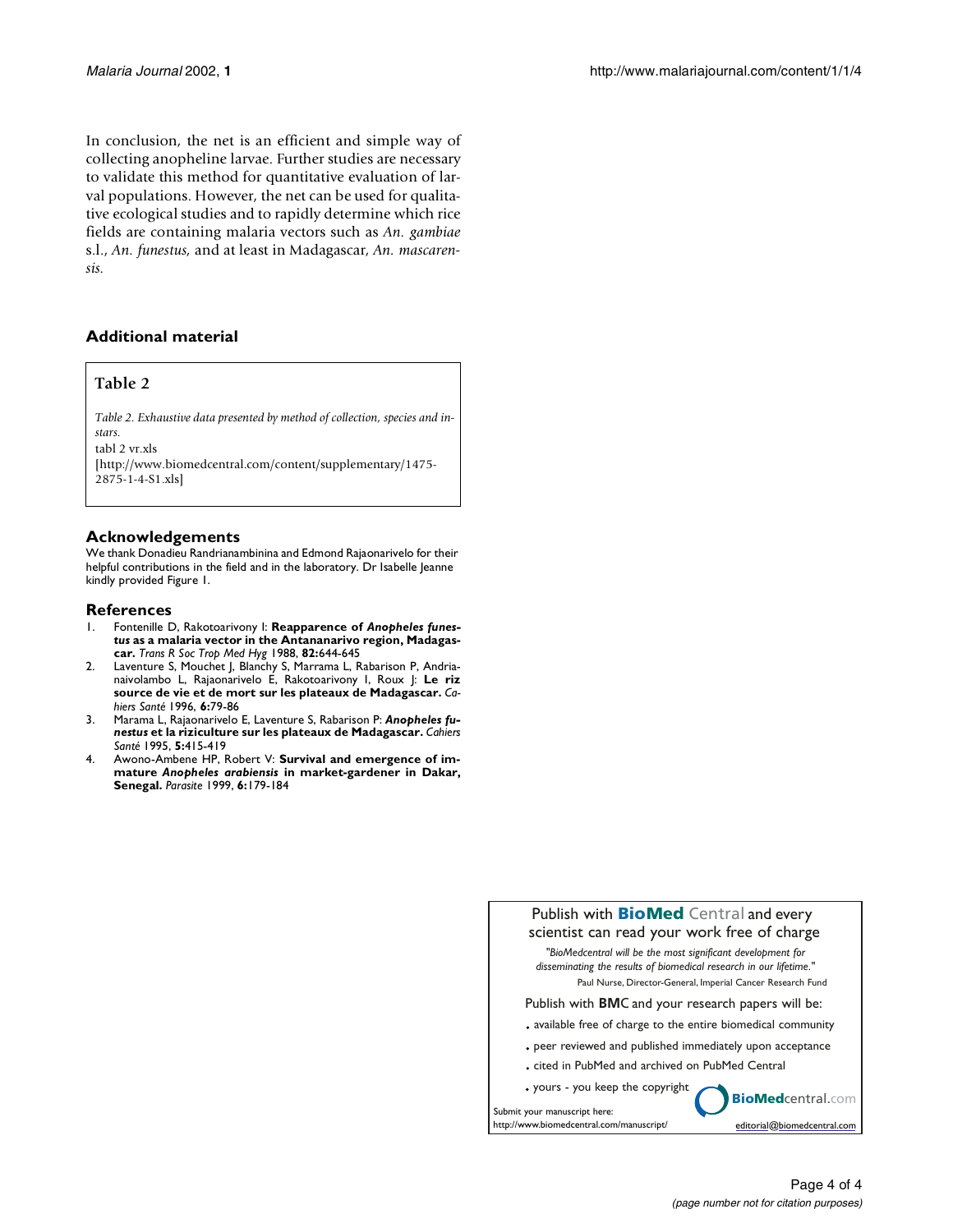In conclusion, the net is an efficient and simple way of collecting anopheline larvae. Further studies are necessary to validate this method for quantitative evaluation of larval populations. However, the net can be used for qualitative ecological studies and to rapidly determine which rice fields are containing malaria vectors such as *An. gambiae* s.l., *An. funestus*, and at least in Madagascar, *An. mascarensis*.

## Additional material

**Table 2**

*Table 2. Exhaustive data presented by method of collection, species and instars.*
tabl 2 vr.xls
[http://www.biomedcentral.com/content/supplementary/1475-2875-1-4-S1.xls]

## Acknowledgements

We thank Donadieu Randrianambinina and Edmond Rajaonarivelo for their helpful contributions in the field and in the laboratory. Dr Isabelle Jeanne kindly provided Figure 1.

## References

1. Fontenille D, Rakotoarivony I: **Reapparence of *Anopheles funestus* as a malaria vector in the Antananarivo region, Madagascar.** *Trans R Soc Trop Med Hyg* 1988, **82:**644-645
2. Laventure S, Mouchet J, Blanchy S, Marrama L, Rabarison P, Andrianaivolambo L, Rajaonarivelo E, Rakotoarivony I, Roux J: **Le riz source de vie et de mort sur les plateaux de Madagascar.** *Cahiers Santé* 1996, **6:**79-86
3. Marama L, Rajaonarivelo E, Laventure S, Rabarison P: ***Anopheles funestus* et la riziculture sur les plateaux de Madagascar.** *Cahiers Santé* 1995, **5:**415-419
4. Awono-Ambene HP, Robert V: **Survival and emergence of immature *Anopheles arabiensis* in market-gardener in Dakar, Senegal.** *Parasite* 1999, **6:**179-184

Publish with **BioMed** Central and every scientist can read your work free of charge

*"BioMedcentral will be the most significant development for disseminating the results of biomedical research in our lifetime."*
Paul Nurse, Director-General, Imperial Cancer Research Fund

Publish with **BM**C and your research papers will be:

- available free of charge to the entire biomedical community
- peer reviewed and published immediately upon acceptance
- cited in PubMed and archived on PubMed Central
- yours - you keep the copyright

Submit your manuscript here:
http://www.biomedcentral.com/manuscript/

**BioMed**central.com

editorial@biomedcentral.com